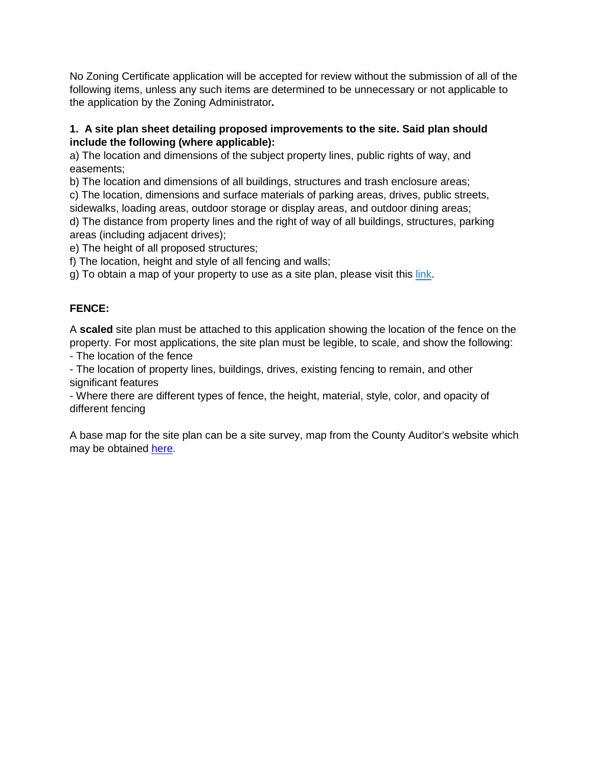No Zoning Certificate application will be accepted for review without the submission of all of the following items, unless any such items are determined to be unnecessary or not applicable to the application by the Zoning Administrator***.***

**1. A site plan sheet detailing proposed improvements to the site. Said plan should include the following (where applicable):**

a) The location and dimensions of the subject property lines, public rights of way, and easements;

b) The location and dimensions of all buildings, structures and trash enclosure areas;

c) The location, dimensions and surface materials of parking areas, drives, public streets, sidewalks, loading areas, outdoor storage or display areas, and outdoor dining areas;

d) The distance from property lines and the right of way of all buildings, structures, parking areas (including adjacent drives);

e) The height of all proposed structures;

f) The location, height and style of all fencing and walls;

g) To obtain a map of your property to use as a site plan, please visit this link.

**FENCE:**

A **scaled** site plan must be attached to this application showing the location of the fence on the property. For most applications, the site plan must be legible, to scale, and show the following:

- The location of the fence
- The location of property lines, buildings, drives, existing fencing to remain, and other significant features
- Where there are different types of fence, the height, material, style, color, and opacity of different fencing

A base map for the site plan can be a site survey, map from the County Auditor's website which may be obtained here.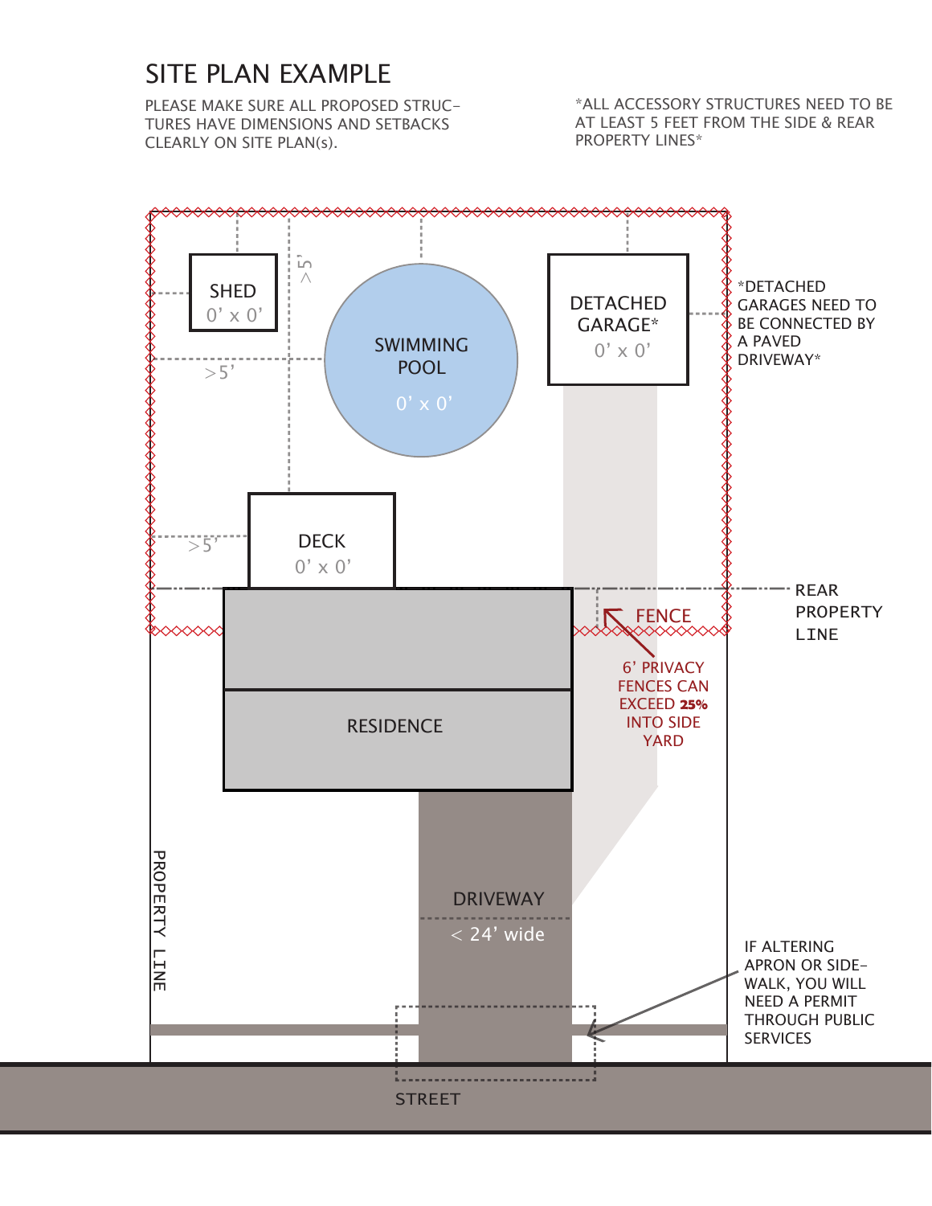# SITE PLAN EXAMPLE

PLEASE MAKE SURE ALL PROPOSED STRUCTURES HAVE DIMENSIONS AND SETBACKS CLEARLY ON SITE PLAN(s).

*ALL ACCESSORY STRUCTURES NEED TO BE AT LEAST 5 FEET FROM THE SIDE & REAR PROPERTY LINES*

SHED
0' x 0'

>5'

SWIMMING POOL
0' x 0'

DETACHED GARAGE*
0' x 0'

*DETACHED GARAGES NEED TO BE CONNECTED BY A PAVED DRIVEWAY*

>5'

DECK
0' x 0'

>5'

REAR PROPERTY LINE

FENCE

6' PRIVACY FENCES CAN EXCEED **25%** INTO SIDE YARD

RESIDENCE

PROPERTY LINE

DRIVEWAY
< 24' wide

IF ALTERING APRON OR SIDEWALK, YOU WILL NEED A PERMIT THROUGH PUBLIC SERVICES

STREET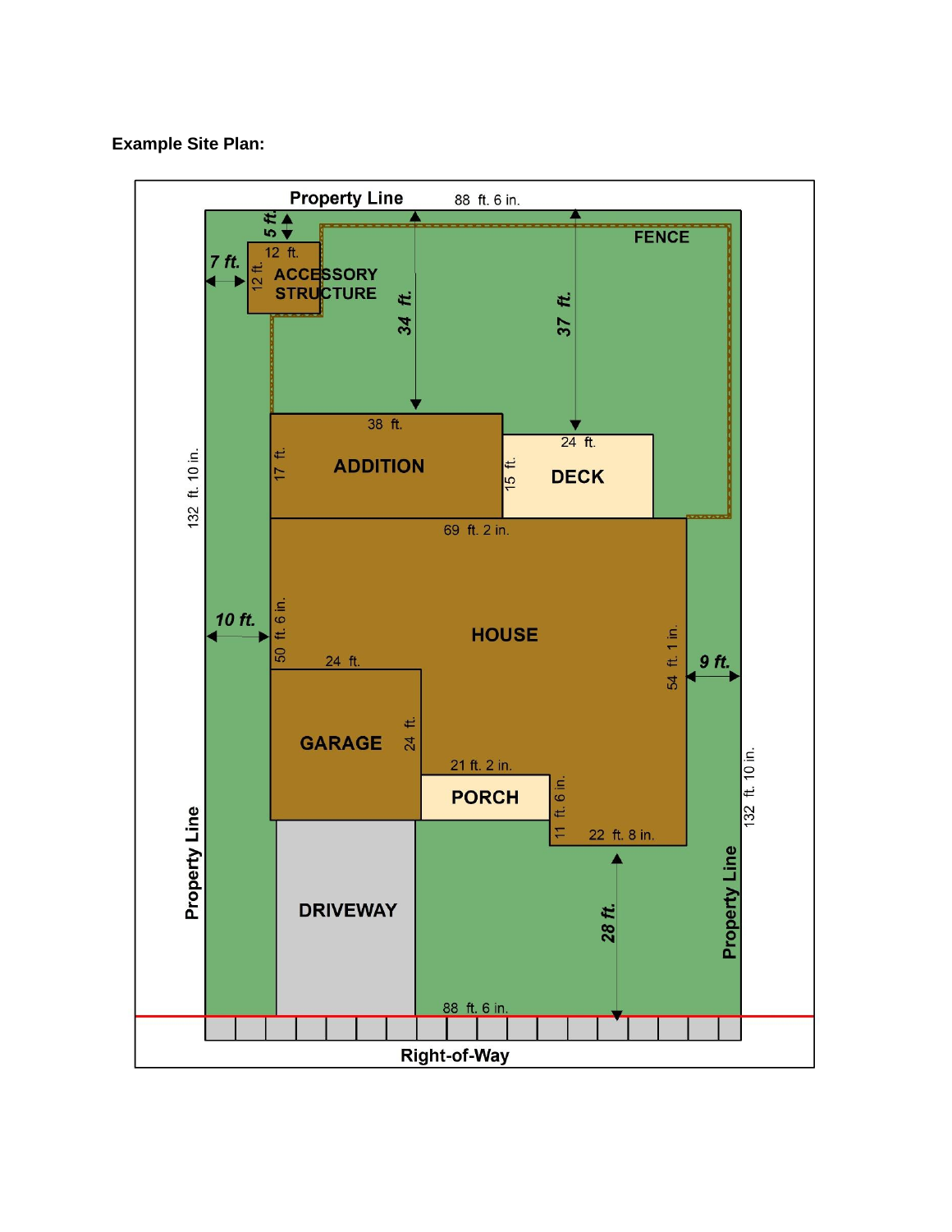**Example Site Plan:**

Property Line
88 ft. 6 in.
5 ft.
7 ft.
12 ft.
12 ft.
ACCESSORY STRUCTURE
FENCE
34 ft.
37 ft.
38 ft.
17 ft.
ADDITION
24 ft.
15 ft.
DECK
132 ft. 10 in.
69 ft. 2 in.
10 ft.
50 ft. 6 in.
HOUSE
54 ft. 1 in.
9 ft.
24 ft.
GARAGE
24 ft.
21 ft. 2 in.
PORCH
11 ft. 6 in.
22 ft. 8 in.
132 ft. 10 in.
Property Line
28 ft.
DRIVEWAY
Property Line
88 ft. 6 in.
Right-of-Way